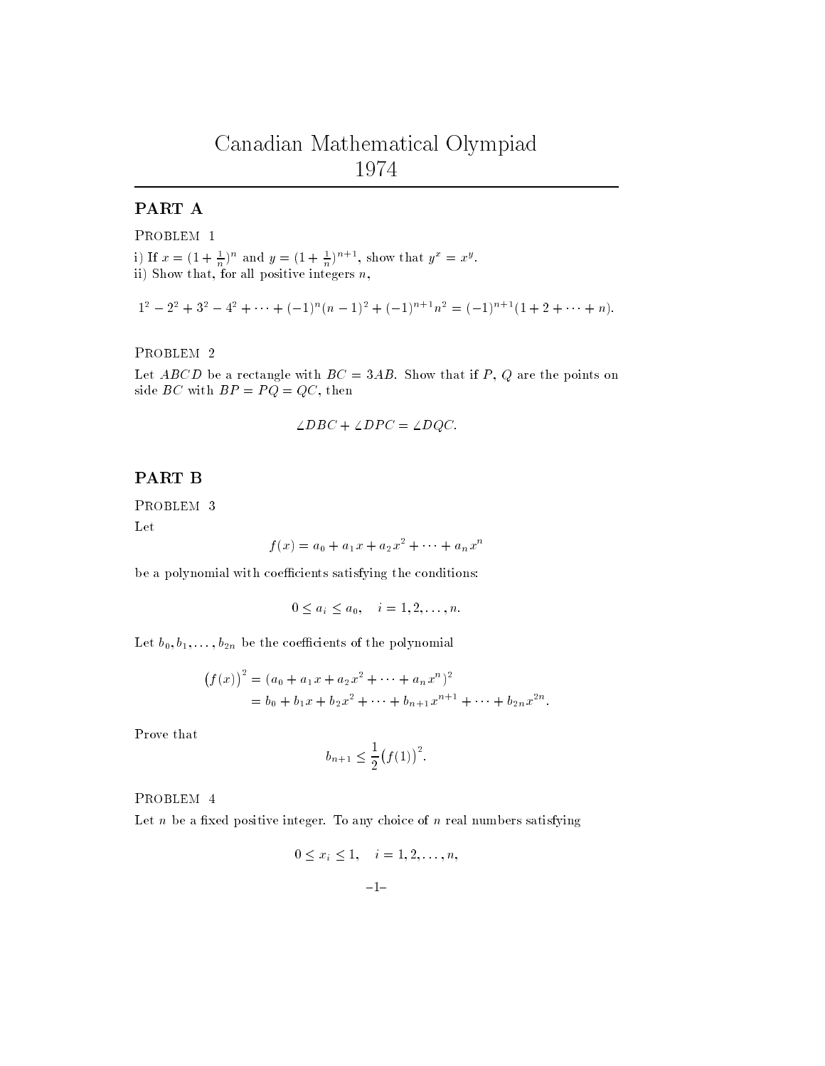# Canadian Mathematical Olympiad 1974

## PART A

PROBLEM 1

i) If $x = (1 + \frac{1}{n})^n$ and $y = (1 + \frac{1}{n})^{n+1}$, show that $y^x = x^y$.
ii) Show that, for all positive integers $n$,

$$1^2 - 2^2 + 3^2 - 4^2 + \cdots + (-1)^n(n-1)^2 + (-1)^{n+1}n^2 = (-1)^{n+1}(1 + 2 + \cdots + n).$$

PROBLEM 2

Let $ABCD$ be a rectangle with $BC = 3AB$. Show that if $P$, $Q$ are the points on side $BC$ with $BP = PQ = QC$, then

$$\angle DBC + \angle DPC = \angle DQC.$$

## PART B

PROBLEM 3

Let

$$f(x) = a_0 + a_1x + a_2x^2 + \cdots + a_nx^n$$

be a polynomial with coefficients satisfying the conditions:

$$0 \le a_i \le a_0, \quad i = 1, 2, \ldots, n.$$

Let $b_0, b_1, \ldots, b_{2n}$ be the coefficients of the polynomial

$$\begin{aligned}(f(x))^2 &= (a_0 + a_1x + a_2x^2 + \cdots + a_nx^n)^2 \\ &= b_0 + b_1x + b_2x^2 + \cdots + b_{n+1}x^{n+1} + \cdots + b_{2n}x^{2n}.\end{aligned}$$

Prove that

$$b_{n+1} \le \frac{1}{2}\big(f(1)\big)^2.$$

PROBLEM 4

Let $n$ be a fixed positive integer. To any choice of $n$ real numbers satisfying

$$0 \le x_i \le 1, \quad i = 1, 2, \ldots, n,$$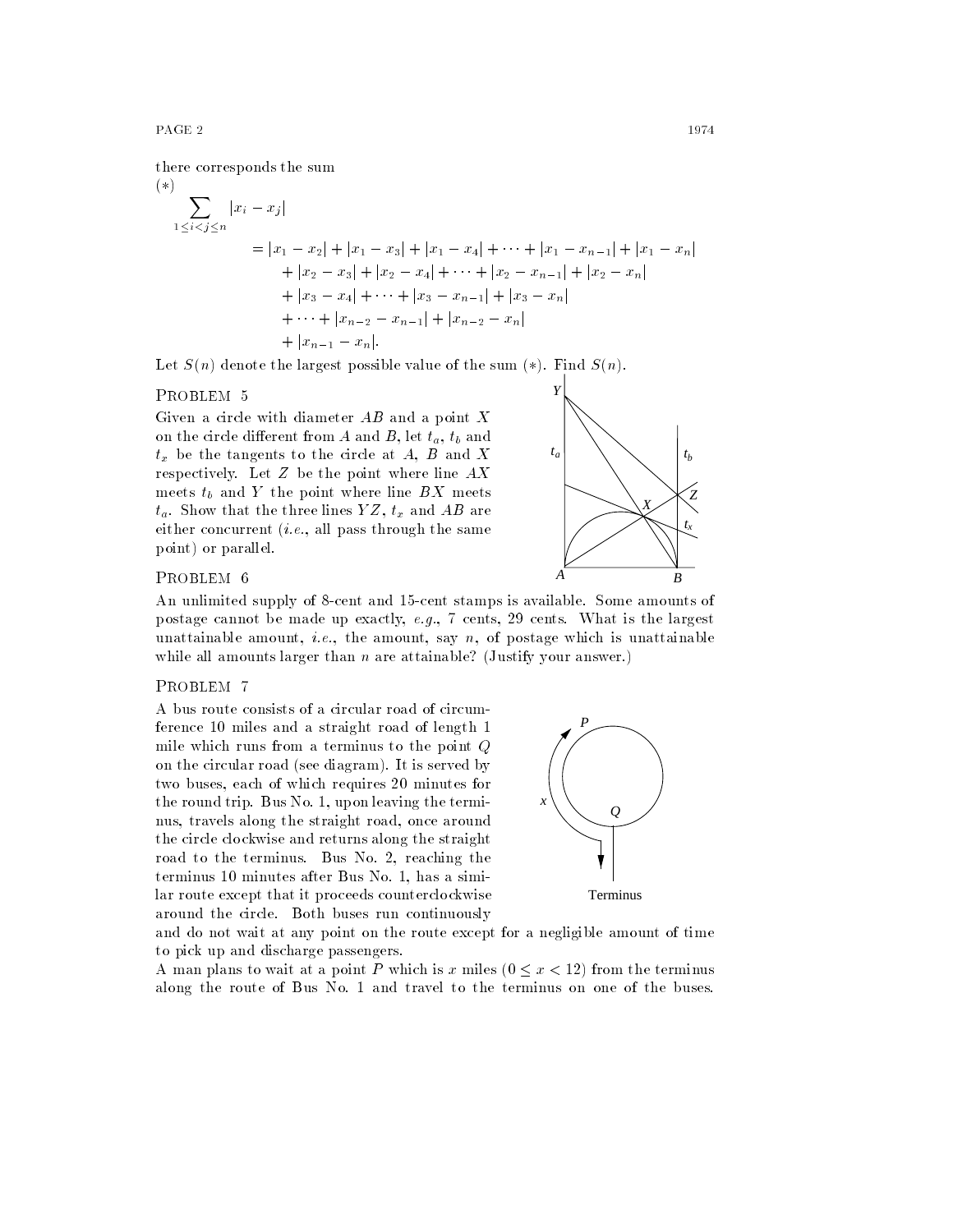there corresponds the sum

(*)

$$\sum_{1\le i<j\le n} |x_i - x_j|$$

$$\begin{aligned}
&= |x_1 - x_2| + |x_1 - x_3| + |x_1 - x_4| + \cdots + |x_1 - x_{n-1}| + |x_1 - x_n| \\
&\quad + |x_2 - x_3| + |x_2 - x_4| + \cdots + |x_2 - x_{n-1}| + |x_2 - x_n| \\
&\quad + |x_3 - x_4| + \cdots + |x_3 - x_{n-1}| + |x_3 - x_n| \\
&\quad + \cdots + |x_{n-2} - x_{n-1}| + |x_{n-2} - x_n| \\
&\quad + |x_{n-1} - x_n|.
\end{aligned}$$

Let $S(n)$ denote the largest possible value of the sum (*). Find $S(n)$.

## Problem 5

Given a circle with diameter $AB$ and a point $X$ on the circle different from $A$ and $B$, let $t_a$, $t_b$ and $t_x$ be the tangents to the circle at $A$, $B$ and $X$ respectively. Let $Z$ be the point where line $AX$ meets $t_b$ and $Y$ the point where line $BX$ meets $t_a$. Show that the three lines $YZ$, $t_x$ and $AB$ are either concurrent (*i.e.*, all pass through the same point) or parallel.

## Problem 6

An unlimited supply of 8-cent and 15-cent stamps is available. Some amounts of postage cannot be made up exactly, *e.g.*, 7 cents, 29 cents. What is the largest unattainable amount, *i.e.*, the amount, say $n$, of postage which is unattainable while all amounts larger than $n$ are attainable? (Justify your answer.)

## Problem 7

A bus route consists of a circular road of circumference 10 miles and a straight road of length 1 mile which runs from a terminus to the point $Q$ on the circular road (see diagram). It is served by two buses, each of which requires 20 minutes for the round trip. Bus No. 1, upon leaving the terminus, travels along the straight road, once around the circle clockwise and returns along the straight road to the terminus. Bus No. 2, reaching the terminus 10 minutes after Bus No. 1, has a similar route except that it proceeds counterclockwise around the circle. Both buses run continuously and do not wait at any point on the route except for a negligible amount of time to pick up and discharge passengers.

A man plans to wait at a point $P$ which is $x$ miles ($0 \le x < 12$) from the terminus along the route of Bus No. 1 and travel to the terminus on one of the buses.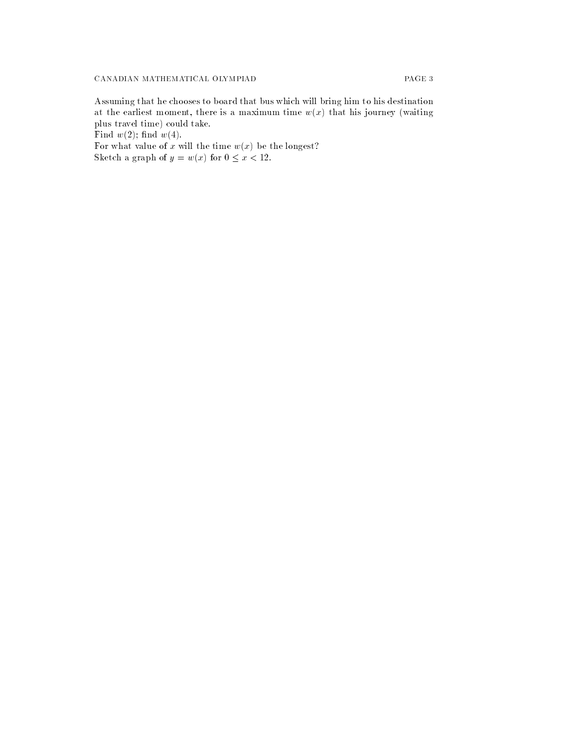Assuming that he chooses to board that bus which will bring him to his destination at the earliest moment, there is a maximum time $w(x)$ that his journey (waiting plus travel time) could take.
Find $w(2)$; find $w(4)$.
For what value of $x$ will the time $w(x)$ be the longest?
Sketch a graph of $y = w(x)$ for $0 \le x < 12$.